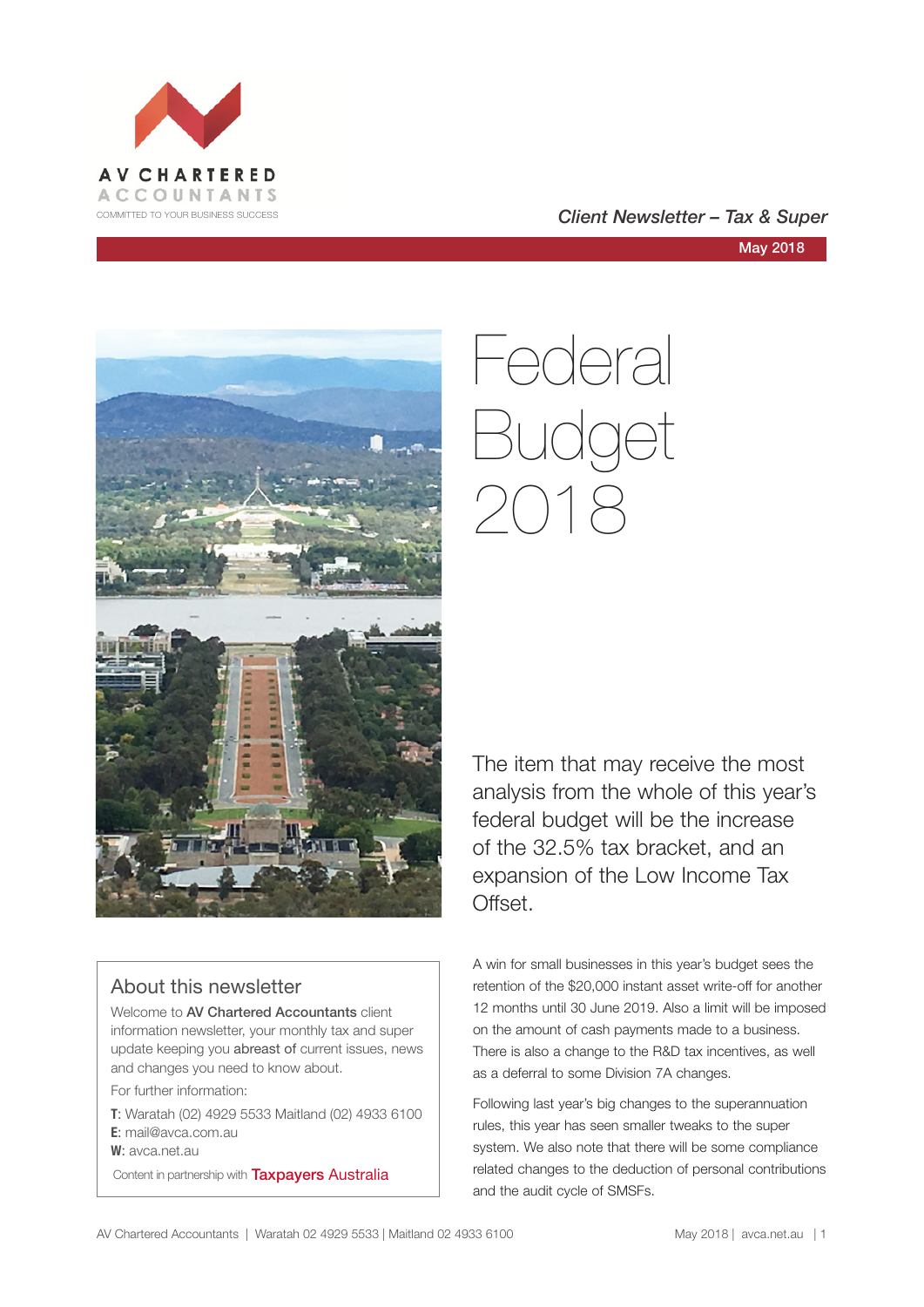AV CHARTERED ACCOUNTANTS

COMMITTED TO YOUR BUSINESS SUCCESS

*Client Newsletter – Tax & Super*

May 2018

# Federal Budget 2018

The item that may receive the most analysis from the whole of this year's federal budget will be the increase of the 32.5% tax bracket, and an expansion of the Low Income Tax Offset.

A win for small businesses in this year's budget sees the retention of the $20,000 instant asset write-off for another 12 months until 30 June 2019. Also a limit will be imposed on the amount of cash payments made to a business. There is also a change to the R&D tax incentives, as well as a deferral to some Division 7A changes.

Following last year's big changes to the superannuation rules, this year has seen smaller tweaks to the super system. We also note that there will be some compliance related changes to the deduction of personal contributions and the audit cycle of SMSFs.

## About this newsletter

Welcome to **AV Chartered Accountants** client information newsletter, your monthly tax and super update keeping you **abreast of** current issues, news and changes you need to know about.

For further information:

**T**: Waratah (02) 4929 5533 Maitland (02) 4933 6100
**E**: mail@avca.com.au
**W**: avca.net.au

Content in partnership with Taxpayers Australia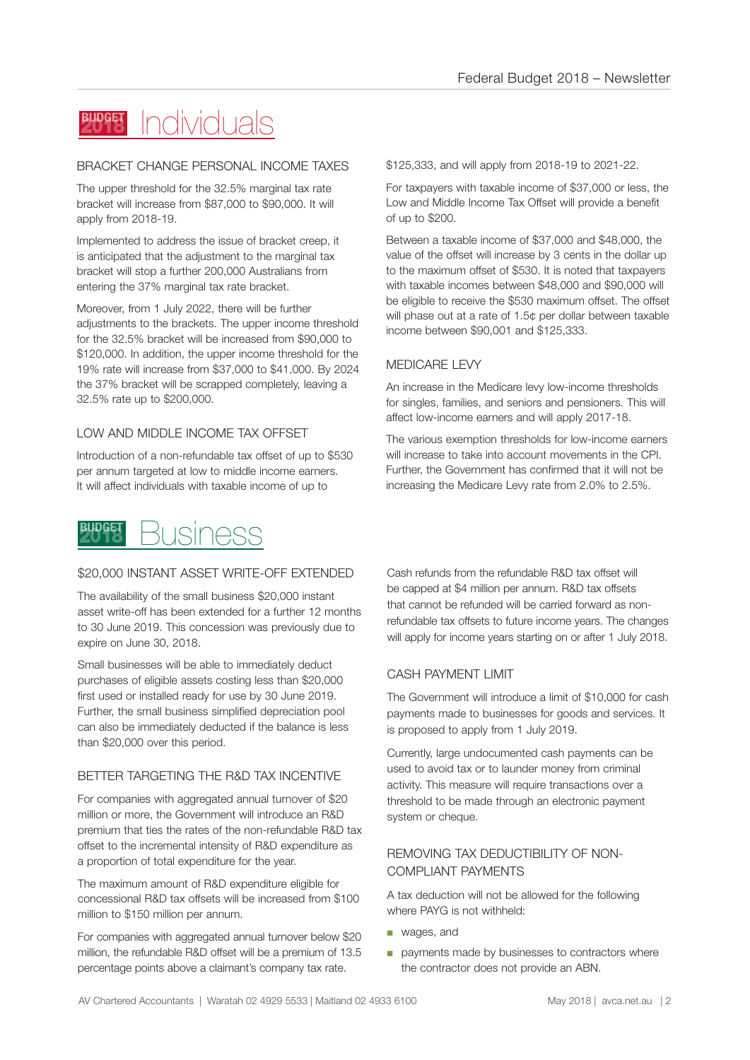# Individuals

### BRACKET CHANGE PERSONAL INCOME TAXES

The upper threshold for the 32.5% marginal tax rate bracket will increase from $87,000 to $90,000. It will apply from 2018-19.

Implemented to address the issue of bracket creep, it is anticipated that the adjustment to the marginal tax bracket will stop a further 200,000 Australians from entering the 37% marginal tax rate bracket.

Moreover, from 1 July 2022, there will be further adjustments to the brackets. The upper income threshold for the 32.5% bracket will be increased from $90,000 to $120,000. In addition, the upper income threshold for the 19% rate will increase from $37,000 to $41,000. By 2024 the 37% bracket will be scrapped completely, leaving a 32.5% rate up to $200,000.

### LOW AND MIDDLE INCOME TAX OFFSET

Introduction of a non-refundable tax offset of up to $530 per annum targeted at low to middle income earners. It will affect individuals with taxable income of up to $125,333, and will apply from 2018-19 to 2021-22.

For taxpayers with taxable income of $37,000 or less, the Low and Middle Income Tax Offset will provide a benefit of up to $200.

Between a taxable income of $37,000 and $48,000, the value of the offset will increase by 3 cents in the dollar up to the maximum offset of $530. It is noted that taxpayers with taxable incomes between $48,000 and $90,000 will be eligible to receive the $530 maximum offset. The offset will phase out at a rate of 1.5¢ per dollar between taxable income between $90,001 and $125,333.

### MEDICARE LEVY

An increase in the Medicare levy low-income thresholds for singles, families, and seniors and pensioners. This will affect low-income earners and will apply 2017-18.

The various exemption thresholds for low-income earners will increase to take into account movements in the CPI. Further, the Government has confirmed that it will not be increasing the Medicare Levy rate from 2.0% to 2.5%.

# Business

### $20,000 INSTANT ASSET WRITE-OFF EXTENDED

The availability of the small business $20,000 instant asset write-off has been extended for a further 12 months to 30 June 2019. This concession was previously due to expire on June 30, 2018.

Small businesses will be able to immediately deduct purchases of eligible assets costing less than $20,000 first used or installed ready for use by 30 June 2019. Further, the small business simplified depreciation pool can also be immediately deducted if the balance is less than $20,000 over this period.

### BETTER TARGETING THE R&D TAX INCENTIVE

For companies with aggregated annual turnover of $20 million or more, the Government will introduce an R&D premium that ties the rates of the non-refundable R&D tax offset to the incremental intensity of R&D expenditure as a proportion of total expenditure for the year.

The maximum amount of R&D expenditure eligible for concessional R&D tax offsets will be increased from $100 million to $150 million per annum.

For companies with aggregated annual turnover below $20 million, the refundable R&D offset will be a premium of 13.5 percentage points above a claimant's company tax rate. Cash refunds from the refundable R&D tax offset will be capped at $4 million per annum. R&D tax offsets that cannot be refunded will be carried forward as non-refundable tax offsets to future income years. The changes will apply for income years starting on or after 1 July 2018.

### CASH PAYMENT LIMIT

The Government will introduce a limit of $10,000 for cash payments made to businesses for goods and services. It is proposed to apply from 1 July 2019.

Currently, large undocumented cash payments can be used to avoid tax or to launder money from criminal activity. This measure will require transactions over a threshold to be made through an electronic payment system or cheque.

### REMOVING TAX DEDUCTIBILITY OF NON-COMPLIANT PAYMENTS

A tax deduction will not be allowed for the following where PAYG is not withheld:

- wages, and
- payments made by businesses to contractors where the contractor does not provide an ABN.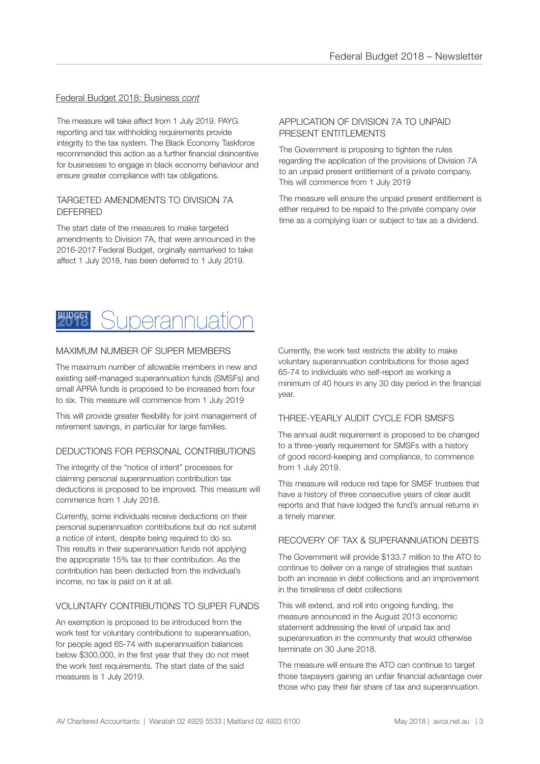Federal Budget 2018: Business *cont*

The measure will take affect from 1 July 2019. PAYG reporting and tax withholding requirements provide integrity to the tax system. The Black Economy Taskforce recommended this action as a further financial disincentive for businesses to engage in black economy behaviour and ensure greater compliance with tax obligations.

### TARGETED AMENDMENTS TO DIVISION 7A DEFERRED

The start date of the measures to make targeted amendments to Division 7A, that were announced in the 2016-2017 Federal Budget, orginally earmarked to take affect 1 July 2018, has been deferred to 1 July 2019.

### APPLICATION OF DIVISION 7A TO UNPAID PRESENT ENTITLEMENTS

The Government is proposing to tighten the rules regarding the application of the provisions of Division 7A to an unpaid present entitlement of a private company. This will commence from 1 July 2019

The measure will ensure the unpaid present entitlement is either required to be repaid to the private company over time as a complying loan or subject to tax as a dividend.

## BUDGET 2018 Superannuation

### MAXIMUM NUMBER OF SUPER MEMBERS

The maximum number of allowable members in new and existing self-managed superannuation funds (SMSFs) and small APRA funds is proposed to be increased from four to six. This measure will commence from 1 July 2019

This will provide greater flexibility for joint management of retirement savings, in particular for large families.

### DEDUCTIONS FOR PERSONAL CONTRIBUTIONS

The integrity of the "notice of intent" processes for claiming personal superannuation contribution tax deductions is proposed to be improved. This measure will commence from 1 July 2018.

Currently, some individuals receive deductions on their personal superannuation contributions but do not submit a notice of intent, despite being required to do so. This results in their superannuation funds not applying the appropriate 15% tax to their contribution. As the contribution has been deducted from the individual's income, no tax is paid on it at all.

### VOLUNTARY CONTRIBUTIONS TO SUPER FUNDS

An exemption is proposed to be introduced from the work test for voluntary contributions to superannuation, for people aged 65-74 with superannuation balances below $300,000, in the first year that they do not meet the work test requirements. The start date of the said measures is 1 July 2019.

Currently, the work test restricts the ability to make voluntary superannuation contributions for those aged 65-74 to individuals who self-report as working a minimum of 40 hours in any 30 day period in the financial year.

### THREE-YEARLY AUDIT CYCLE FOR SMSFS

The annual audit requirement is proposed to be changed to a three-yearly requirement for SMSFs with a history of good record-keeping and compliance, to commence from 1 July 2019.

This measure will reduce red tape for SMSF trustees that have a history of three consecutive years of clear audit reports and that have lodged the fund's annual returns in a timely manner.

### RECOVERY OF TAX & SUPERANNUATION DEBTS

The Government will provide $133.7 million to the ATO to continue to deliver on a range of strategies that sustain both an increase in debt collections and an improvement in the timeliness of debt collections

This will extend, and roll into ongoing funding, the measure announced in the August 2013 economic statement addressing the level of unpaid tax and superannuation in the community that would otherwise terminate on 30 June 2018.

The measure will ensure the ATO can continue to target those taxpayers gaining an unfair financial advantage over those who pay their fair share of tax and superannuation.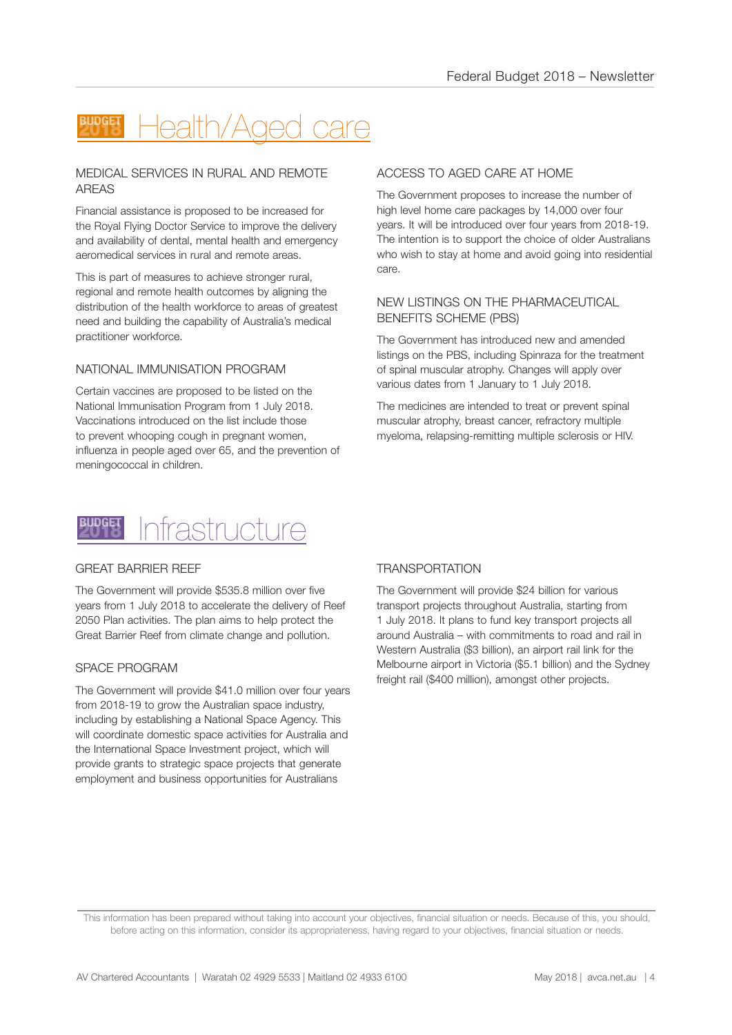# BUDGET 2018 Health/Aged care

### MEDICAL SERVICES IN RURAL AND REMOTE AREAS

Financial assistance is proposed to be increased for the Royal Flying Doctor Service to improve the delivery and availability of dental, mental health and emergency aeromedical services in rural and remote areas.

This is part of measures to achieve stronger rural, regional and remote health outcomes by aligning the distribution of the health workforce to areas of greatest need and building the capability of Australia's medical practitioner workforce.

### NATIONAL IMMUNISATION PROGRAM

Certain vaccines are proposed to be listed on the National Immunisation Program from 1 July 2018. Vaccinations introduced on the list include those to prevent whooping cough in pregnant women, influenza in people aged over 65, and the prevention of meningococcal in children.

### ACCESS TO AGED CARE AT HOME

The Government proposes to increase the number of high level home care packages by 14,000 over four years. It will be introduced over four years from 2018-19. The intention is to support the choice of older Australians who wish to stay at home and avoid going into residential care.

### NEW LISTINGS ON THE PHARMACEUTICAL BENEFITS SCHEME (PBS)

The Government has introduced new and amended listings on the PBS, including Spinraza for the treatment of spinal muscular atrophy. Changes will apply over various dates from 1 January to 1 July 2018.

The medicines are intended to treat or prevent spinal muscular atrophy, breast cancer, refractory multiple myeloma, relapsing-remitting multiple sclerosis or HIV.

# BUDGET 2018 Infrastructure

### GREAT BARRIER REEF

The Government will provide $535.8 million over five years from 1 July 2018 to accelerate the delivery of Reef 2050 Plan activities. The plan aims to help protect the Great Barrier Reef from climate change and pollution.

### SPACE PROGRAM

The Government will provide $41.0 million over four years from 2018-19 to grow the Australian space industry, including by establishing a National Space Agency. This will coordinate domestic space activities for Australia and the International Space Investment project, which will provide grants to strategic space projects that generate employment and business opportunities for Australians

### TRANSPORTATION

The Government will provide $24 billion for various transport projects throughout Australia, starting from 1 July 2018. It plans to fund key transport projects all around Australia – with commitments to road and rail in Western Australia ($3 billion), an airport rail link for the Melbourne airport in Victoria ($5.1 billion) and the Sydney freight rail ($400 million), amongst other projects.

This information has been prepared without taking into account your objectives, financial situation or needs. Because of this, you should, before acting on this information, consider its appropriateness, having regard to your objectives, financial situation or needs.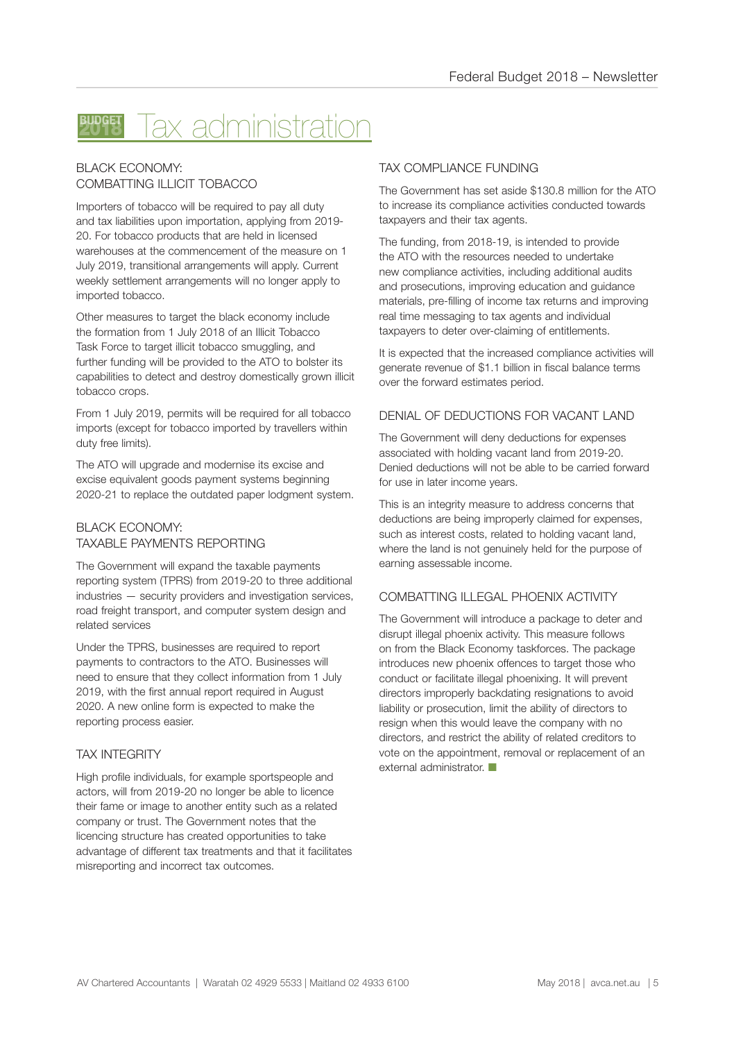# Tax administration

## BLACK ECONOMY: COMBATTING ILLICIT TOBACCO

Importers of tobacco will be required to pay all duty and tax liabilities upon importation, applying from 2019-20. For tobacco products that are held in licensed warehouses at the commencement of the measure on 1 July 2019, transitional arrangements will apply. Current weekly settlement arrangements will no longer apply to imported tobacco.

Other measures to target the black economy include the formation from 1 July 2018 of an Illicit Tobacco Task Force to target illicit tobacco smuggling, and further funding will be provided to the ATO to bolster its capabilities to detect and destroy domestically grown illicit tobacco crops.

From 1 July 2019, permits will be required for all tobacco imports (except for tobacco imported by travellers within duty free limits).

The ATO will upgrade and modernise its excise and excise equivalent goods payment systems beginning 2020-21 to replace the outdated paper lodgment system.

## BLACK ECONOMY: TAXABLE PAYMENTS REPORTING

The Government will expand the taxable payments reporting system (TPRS) from 2019-20 to three additional industries — security providers and investigation services, road freight transport, and computer system design and related services

Under the TPRS, businesses are required to report payments to contractors to the ATO. Businesses will need to ensure that they collect information from 1 July 2019, with the first annual report required in August 2020. A new online form is expected to make the reporting process easier.

## TAX INTEGRITY

High profile individuals, for example sportspeople and actors, will from 2019-20 no longer be able to licence their fame or image to another entity such as a related company or trust. The Government notes that the licencing structure has created opportunities to take advantage of different tax treatments and that it facilitates misreporting and incorrect tax outcomes.

## TAX COMPLIANCE FUNDING

The Government has set aside $130.8 million for the ATO to increase its compliance activities conducted towards taxpayers and their tax agents.

The funding, from 2018-19, is intended to provide the ATO with the resources needed to undertake new compliance activities, including additional audits and prosecutions, improving education and guidance materials, pre-filling of income tax returns and improving real time messaging to tax agents and individual taxpayers to deter over-claiming of entitlements.

It is expected that the increased compliance activities will generate revenue of $1.1 billion in fiscal balance terms over the forward estimates period.

## DENIAL OF DEDUCTIONS FOR VACANT LAND

The Government will deny deductions for expenses associated with holding vacant land from 2019-20. Denied deductions will not be able to be carried forward for use in later income years.

This is an integrity measure to address concerns that deductions are being improperly claimed for expenses, such as interest costs, related to holding vacant land, where the land is not genuinely held for the purpose of earning assessable income.

## COMBATTING ILLEGAL PHOENIX ACTIVITY

The Government will introduce a package to deter and disrupt illegal phoenix activity. This measure follows on from the Black Economy taskforces. The package introduces new phoenix offences to target those who conduct or facilitate illegal phoenixing. It will prevent directors improperly backdating resignations to avoid liability or prosecution, limit the ability of directors to resign when this would leave the company with no directors, and restrict the ability of related creditors to vote on the appointment, removal or replacement of an external administrator. ■